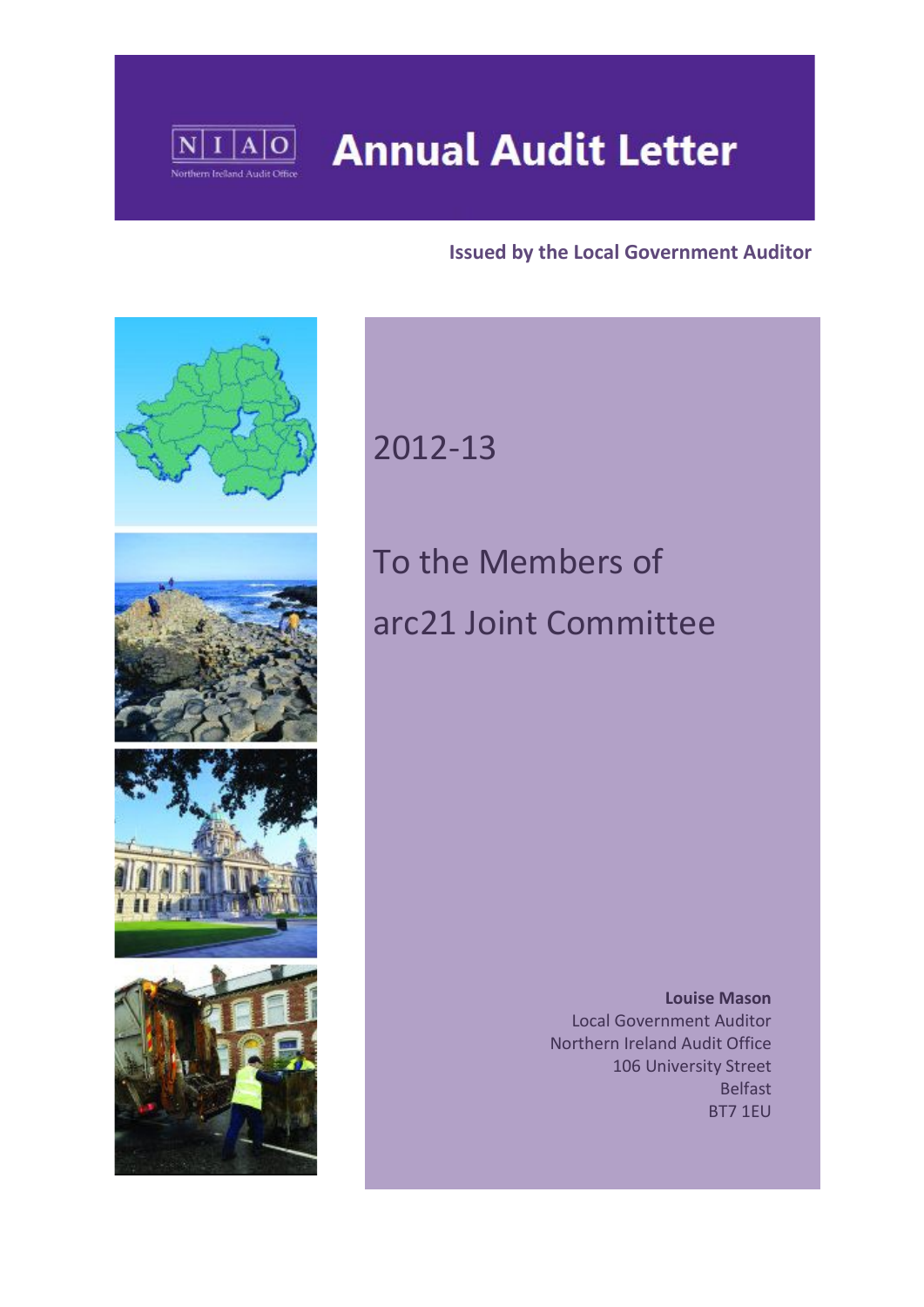N | I | A | O
Northern Ireland Audit Office

# Annual Audit Letter

**Issued by the Local Government Auditor**

## 2012-13

## To the Members of arc21 Joint Committee

**Louise Mason**
Local Government Auditor
Northern Ireland Audit Office
106 University Street
Belfast
BT7 1EU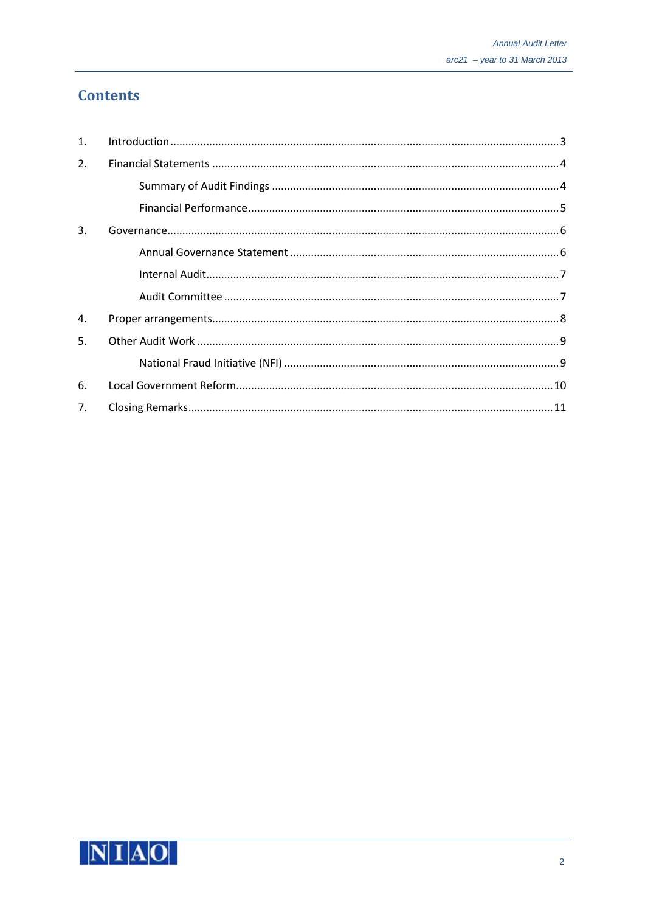# Contents

1. Introduction ........ 3
2. Financial Statements ........ 4
    - Summary of Audit Findings ........ 4
    - Financial Performance ........ 5
3. Governance ........ 6
    - Annual Governance Statement ........ 6
    - Internal Audit ........ 7
    - Audit Committee ........ 7
4. Proper arrangements ........ 8
5. Other Audit Work ........ 9
    - National Fraud Initiative (NFI) ........ 9
6. Local Government Reform ........ 10
7. Closing Remarks ........ 11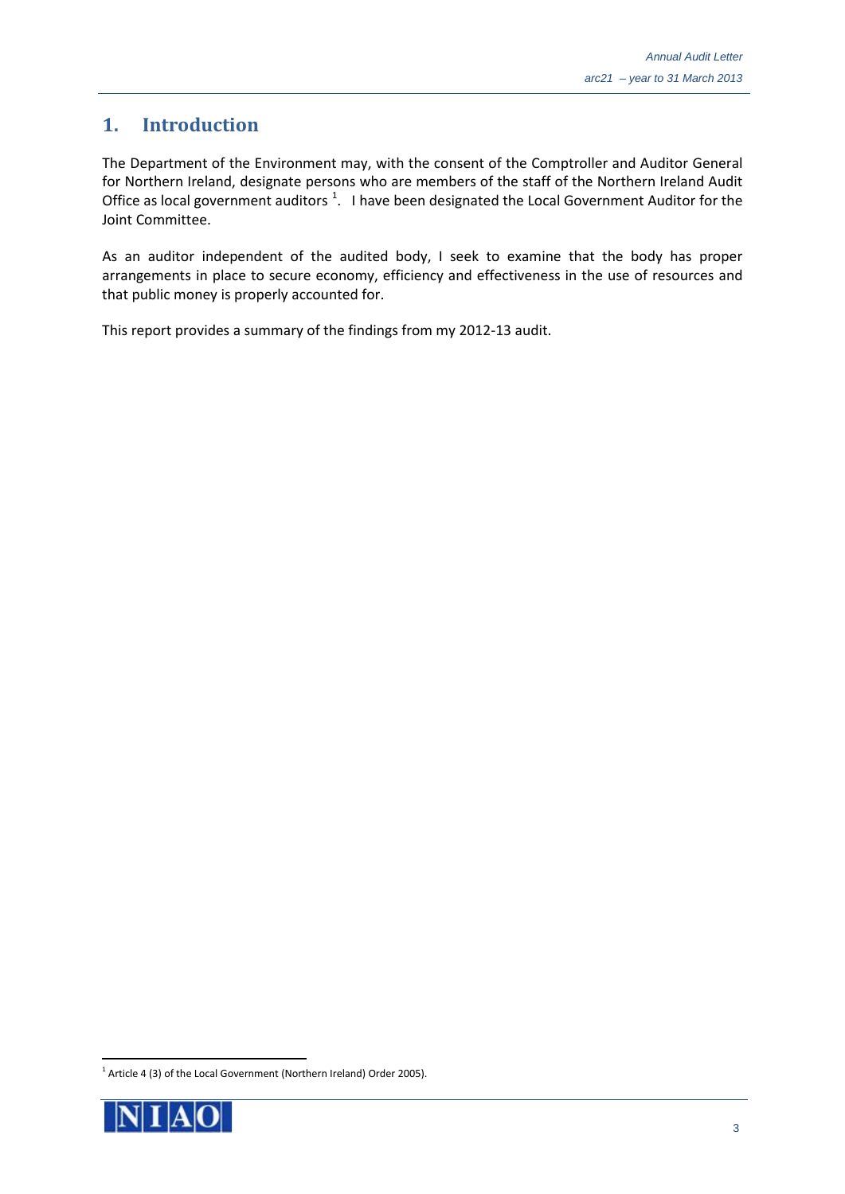## 1. Introduction

The Department of the Environment may, with the consent of the Comptroller and Auditor General for Northern Ireland, designate persons who are members of the staff of the Northern Ireland Audit Office as local government auditors [1]. I have been designated the Local Government Auditor for the Joint Committee.

As an auditor independent of the audited body, I seek to examine that the body has proper arrangements in place to secure economy, efficiency and effectiveness in the use of resources and that public money is properly accounted for.

This report provides a summary of the findings from my 2012-13 audit.

[1] Article 4 (3) of the Local Government (Northern Ireland) Order 2005).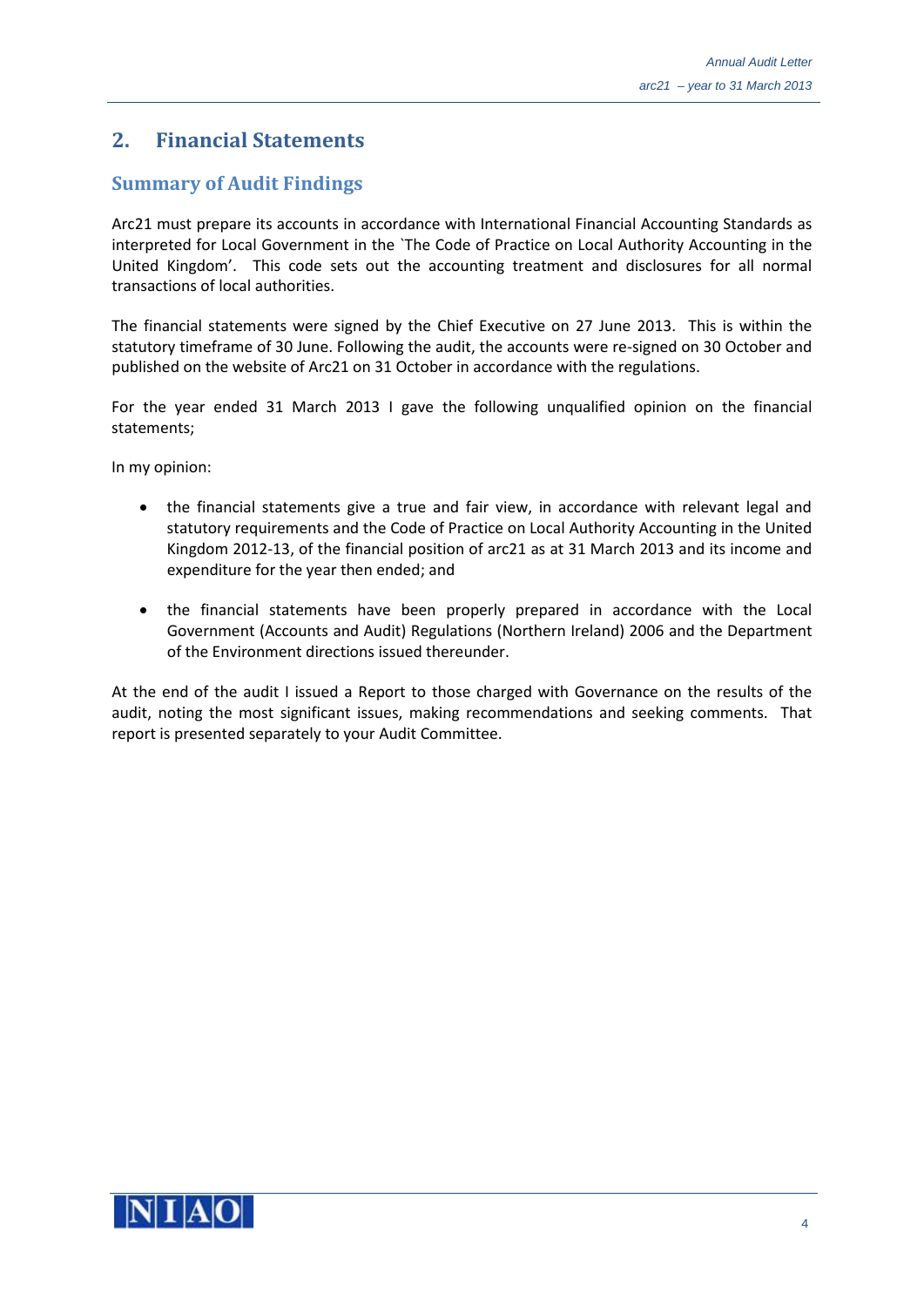## 2. Financial Statements

### Summary of Audit Findings

Arc21 must prepare its accounts in accordance with International Financial Accounting Standards as interpreted for Local Government in the `The Code of Practice on Local Authority Accounting in the United Kingdom'. This code sets out the accounting treatment and disclosures for all normal transactions of local authorities.

The financial statements were signed by the Chief Executive on 27 June 2013. This is within the statutory timeframe of 30 June. Following the audit, the accounts were re-signed on 30 October and published on the website of Arc21 on 31 October in accordance with the regulations.

For the year ended 31 March 2013 I gave the following unqualified opinion on the financial statements;

In my opinion:

- the financial statements give a true and fair view, in accordance with relevant legal and statutory requirements and the Code of Practice on Local Authority Accounting in the United Kingdom 2012-13, of the financial position of arc21 as at 31 March 2013 and its income and expenditure for the year then ended; and
- the financial statements have been properly prepared in accordance with the Local Government (Accounts and Audit) Regulations (Northern Ireland) 2006 and the Department of the Environment directions issued thereunder.

At the end of the audit I issued a Report to those charged with Governance on the results of the audit, noting the most significant issues, making recommendations and seeking comments. That report is presented separately to your Audit Committee.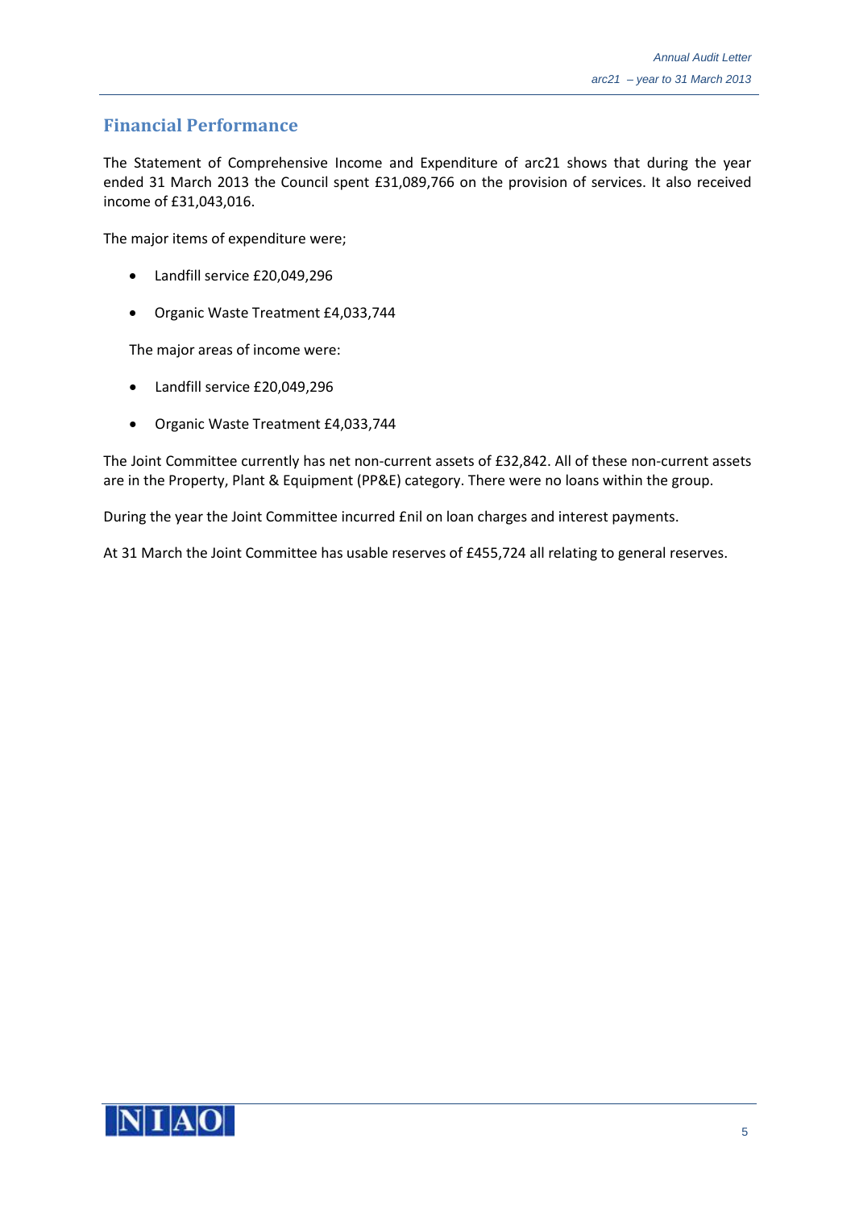## Financial Performance

The Statement of Comprehensive Income and Expenditure of arc21 shows that during the year ended 31 March 2013 the Council spent £31,089,766 on the provision of services. It also received income of £31,043,016.

The major items of expenditure were;

- Landfill service £20,049,296
- Organic Waste Treatment £4,033,744

The major areas of income were:

- Landfill service £20,049,296
- Organic Waste Treatment £4,033,744

The Joint Committee currently has net non-current assets of £32,842. All of these non-current assets are in the Property, Plant & Equipment (PP&E) category. There were no loans within the group.

During the year the Joint Committee incurred £nil on loan charges and interest payments.

At 31 March the Joint Committee has usable reserves of £455,724 all relating to general reserves.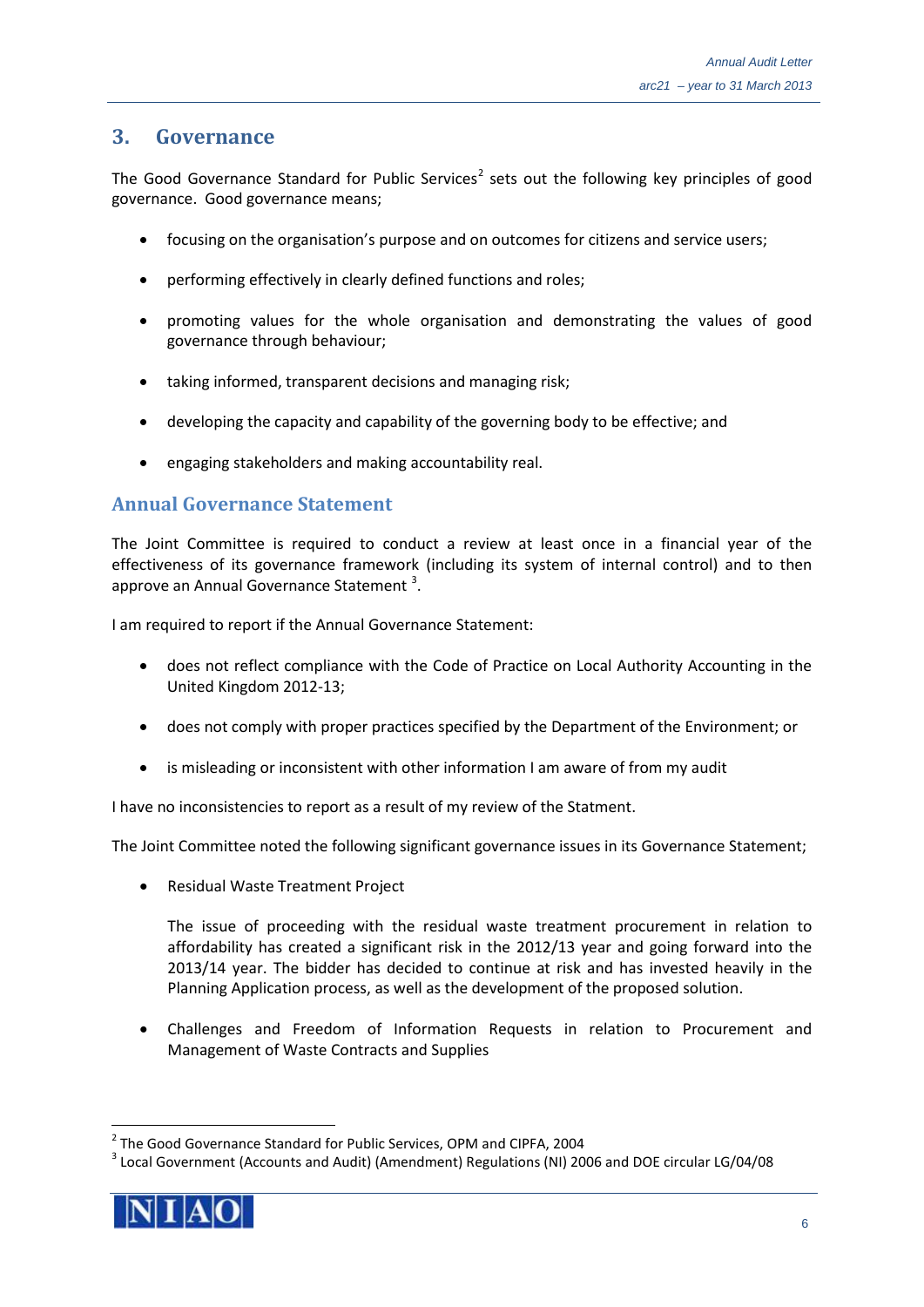## 3. Governance

The Good Governance Standard for Public Services[2] sets out the following key principles of good governance. Good governance means;

- focusing on the organisation's purpose and on outcomes for citizens and service users;
- performing effectively in clearly defined functions and roles;
- promoting values for the whole organisation and demonstrating the values of good governance through behaviour;
- taking informed, transparent decisions and managing risk;
- developing the capacity and capability of the governing body to be effective; and
- engaging stakeholders and making accountability real.

### Annual Governance Statement

The Joint Committee is required to conduct a review at least once in a financial year of the effectiveness of its governance framework (including its system of internal control) and to then approve an Annual Governance Statement [3].

I am required to report if the Annual Governance Statement:

- does not reflect compliance with the Code of Practice on Local Authority Accounting in the United Kingdom 2012-13;
- does not comply with proper practices specified by the Department of the Environment; or
- is misleading or inconsistent with other information I am aware of from my audit

I have no inconsistencies to report as a result of my review of the Statment.

The Joint Committee noted the following significant governance issues in its Governance Statement;

- Residual Waste Treatment Project

  The issue of proceeding with the residual waste treatment procurement in relation to affordability has created a significant risk in the 2012/13 year and going forward into the 2013/14 year. The bidder has decided to continue at risk and has invested heavily in the Planning Application process, as well as the development of the proposed solution.

- Challenges and Freedom of Information Requests in relation to Procurement and Management of Waste Contracts and Supplies

---

[2] The Good Governance Standard for Public Services, OPM and CIPFA, 2004

[3] Local Government (Accounts and Audit) (Amendment) Regulations (NI) 2006 and DOE circular LG/04/08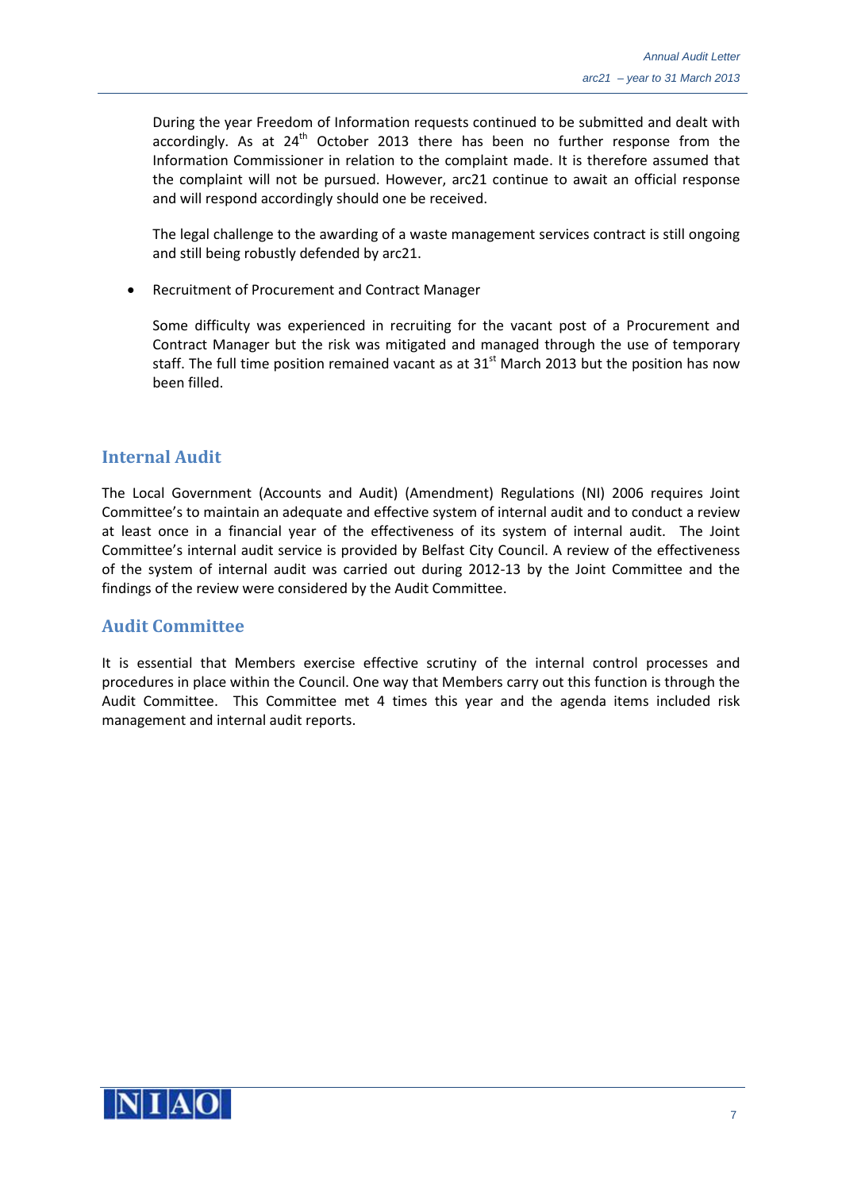During the year Freedom of Information requests continued to be submitted and dealt with accordingly. As at 24th October 2013 there has been no further response from the Information Commissioner in relation to the complaint made. It is therefore assumed that the complaint will not be pursued. However, arc21 continue to await an official response and will respond accordingly should one be received.

The legal challenge to the awarding of a waste management services contract is still ongoing and still being robustly defended by arc21.

- Recruitment of Procurement and Contract Manager

  Some difficulty was experienced in recruiting for the vacant post of a Procurement and Contract Manager but the risk was mitigated and managed through the use of temporary staff. The full time position remained vacant as at 31st March 2013 but the position has now been filled.

## Internal Audit

The Local Government (Accounts and Audit) (Amendment) Regulations (NI) 2006 requires Joint Committee's to maintain an adequate and effective system of internal audit and to conduct a review at least once in a financial year of the effectiveness of its system of internal audit. The Joint Committee's internal audit service is provided by Belfast City Council. A review of the effectiveness of the system of internal audit was carried out during 2012-13 by the Joint Committee and the findings of the review were considered by the Audit Committee.

## Audit Committee

It is essential that Members exercise effective scrutiny of the internal control processes and procedures in place within the Council. One way that Members carry out this function is through the Audit Committee. This Committee met 4 times this year and the agenda items included risk management and internal audit reports.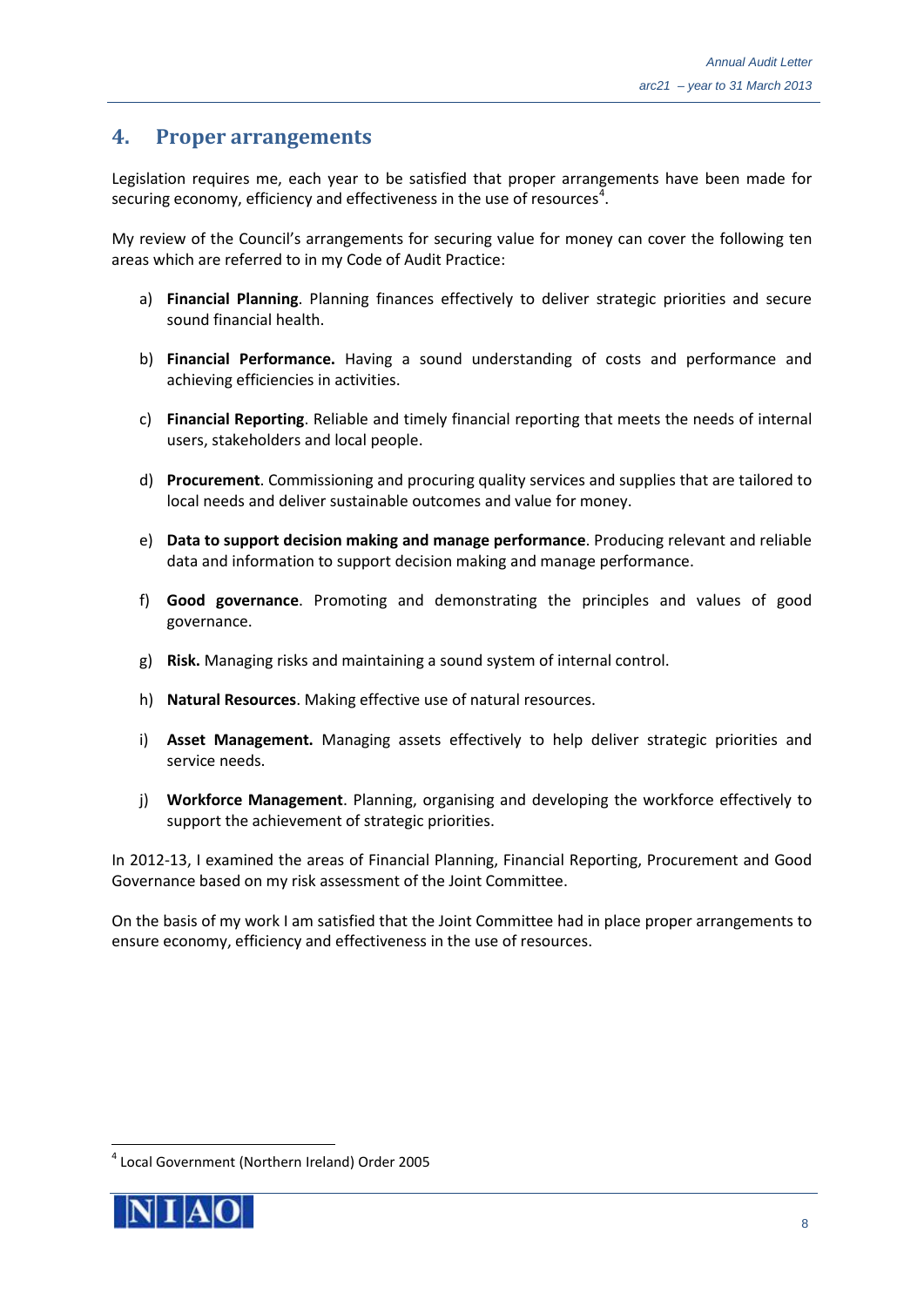## 4. Proper arrangements

Legislation requires me, each year to be satisfied that proper arrangements have been made for securing economy, efficiency and effectiveness in the use of resources[4].

My review of the Council's arrangements for securing value for money can cover the following ten areas which are referred to in my Code of Audit Practice:

a) **Financial Planning**. Planning finances effectively to deliver strategic priorities and secure sound financial health.

b) **Financial Performance.** Having a sound understanding of costs and performance and achieving efficiencies in activities.

c) **Financial Reporting**. Reliable and timely financial reporting that meets the needs of internal users, stakeholders and local people.

d) **Procurement**. Commissioning and procuring quality services and supplies that are tailored to local needs and deliver sustainable outcomes and value for money.

e) **Data to support decision making and manage performance**. Producing relevant and reliable data and information to support decision making and manage performance.

f) **Good governance**. Promoting and demonstrating the principles and values of good governance.

g) **Risk.** Managing risks and maintaining a sound system of internal control.

h) **Natural Resources**. Making effective use of natural resources.

i) **Asset Management.** Managing assets effectively to help deliver strategic priorities and service needs.

j) **Workforce Management**. Planning, organising and developing the workforce effectively to support the achievement of strategic priorities.

In 2012-13, I examined the areas of Financial Planning, Financial Reporting, Procurement and Good Governance based on my risk assessment of the Joint Committee.

On the basis of my work I am satisfied that the Joint Committee had in place proper arrangements to ensure economy, efficiency and effectiveness in the use of resources.

---

[4] Local Government (Northern Ireland) Order 2005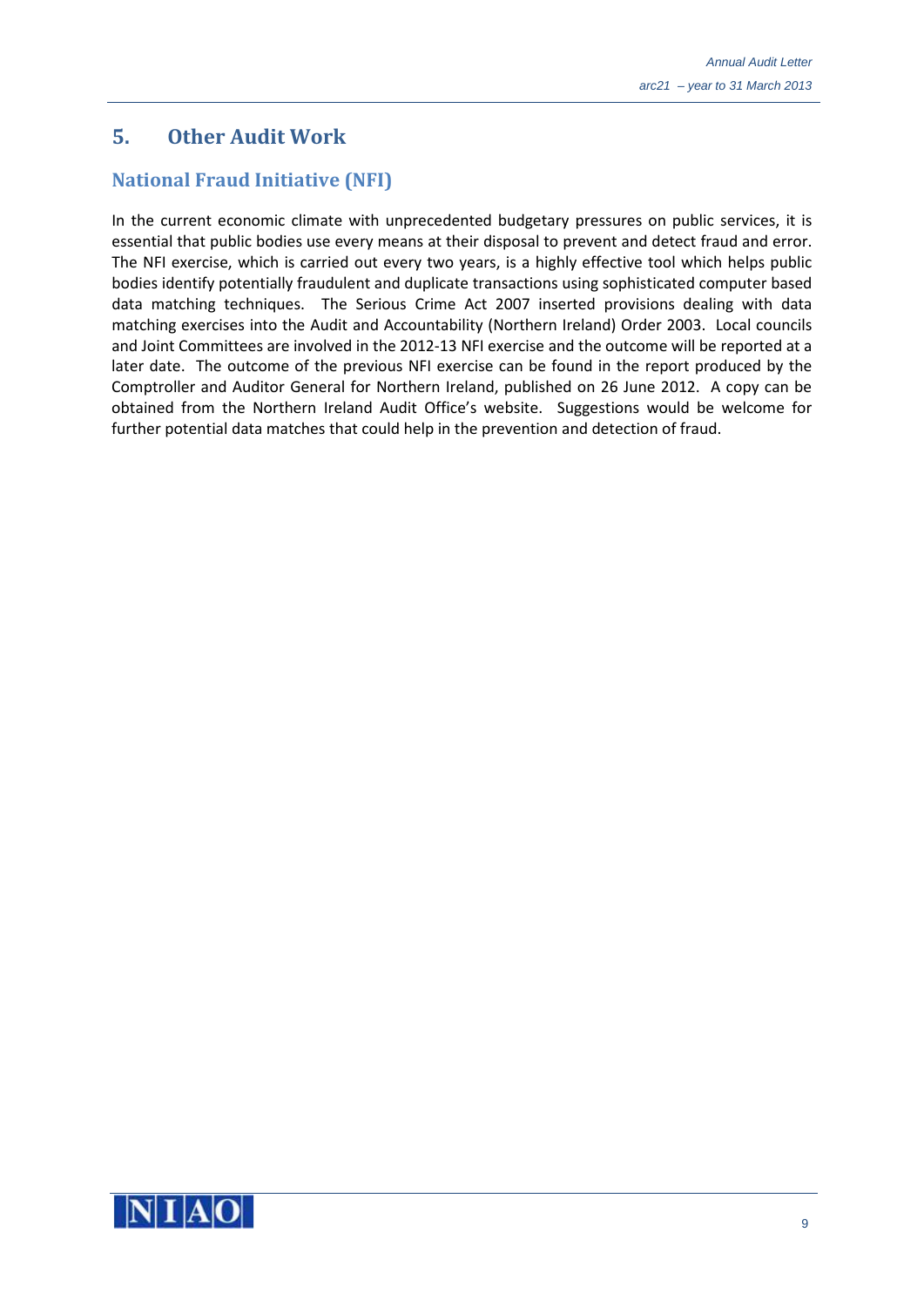## 5. Other Audit Work

### National Fraud Initiative (NFI)

In the current economic climate with unprecedented budgetary pressures on public services, it is essential that public bodies use every means at their disposal to prevent and detect fraud and error. The NFI exercise, which is carried out every two years, is a highly effective tool which helps public bodies identify potentially fraudulent and duplicate transactions using sophisticated computer based data matching techniques. The Serious Crime Act 2007 inserted provisions dealing with data matching exercises into the Audit and Accountability (Northern Ireland) Order 2003. Local councils and Joint Committees are involved in the 2012-13 NFI exercise and the outcome will be reported at a later date. The outcome of the previous NFI exercise can be found in the report produced by the Comptroller and Auditor General for Northern Ireland, published on 26 June 2012. A copy can be obtained from the Northern Ireland Audit Office's website. Suggestions would be welcome for further potential data matches that could help in the prevention and detection of fraud.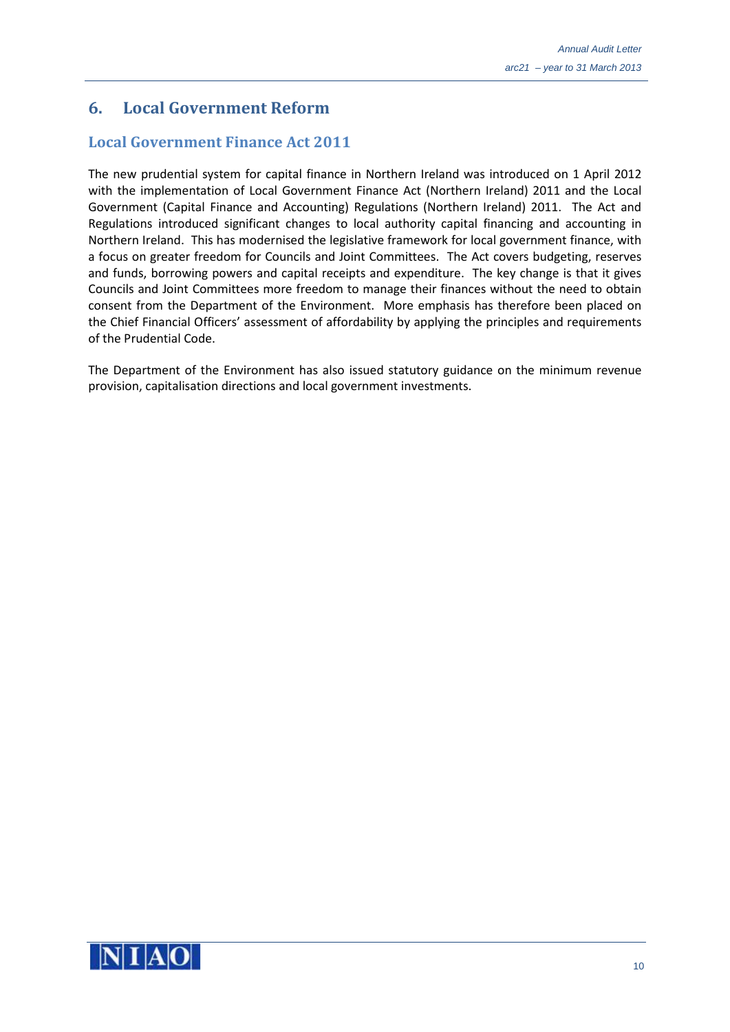## 6. Local Government Reform

### Local Government Finance Act 2011

The new prudential system for capital finance in Northern Ireland was introduced on 1 April 2012 with the implementation of Local Government Finance Act (Northern Ireland) 2011 and the Local Government (Capital Finance and Accounting) Regulations (Northern Ireland) 2011. The Act and Regulations introduced significant changes to local authority capital financing and accounting in Northern Ireland. This has modernised the legislative framework for local government finance, with a focus on greater freedom for Councils and Joint Committees. The Act covers budgeting, reserves and funds, borrowing powers and capital receipts and expenditure. The key change is that it gives Councils and Joint Committees more freedom to manage their finances without the need to obtain consent from the Department of the Environment. More emphasis has therefore been placed on the Chief Financial Officers' assessment of affordability by applying the principles and requirements of the Prudential Code.

The Department of the Environment has also issued statutory guidance on the minimum revenue provision, capitalisation directions and local government investments.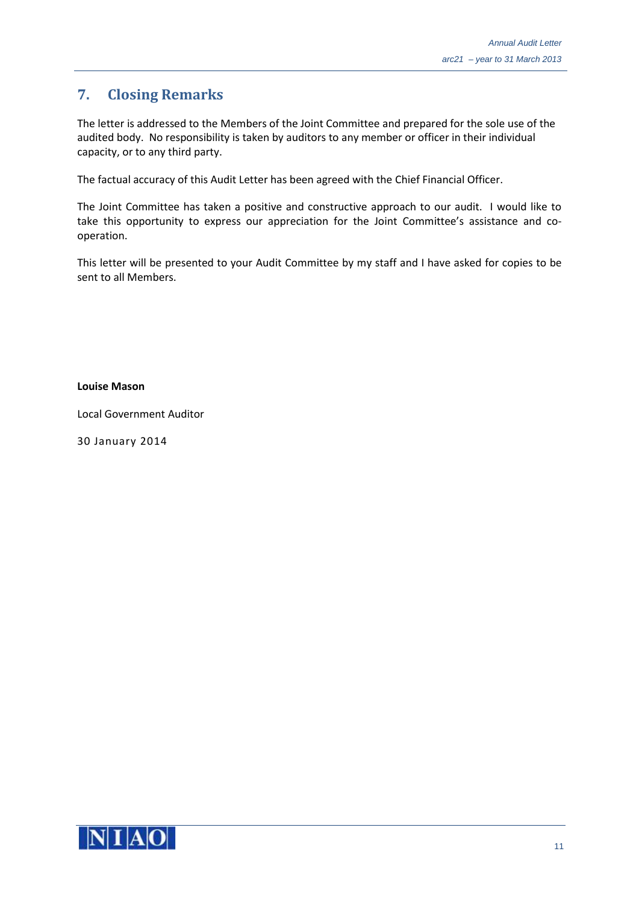## 7. Closing Remarks

The letter is addressed to the Members of the Joint Committee and prepared for the sole use of the audited body. No responsibility is taken by auditors to any member or officer in their individual capacity, or to any third party.

The factual accuracy of this Audit Letter has been agreed with the Chief Financial Officer.

The Joint Committee has taken a positive and constructive approach to our audit. I would like to take this opportunity to express our appreciation for the Joint Committee's assistance and co-operation.

This letter will be presented to your Audit Committee by my staff and I have asked for copies to be sent to all Members.

**Louise Mason**

Local Government Auditor

30 January 2014